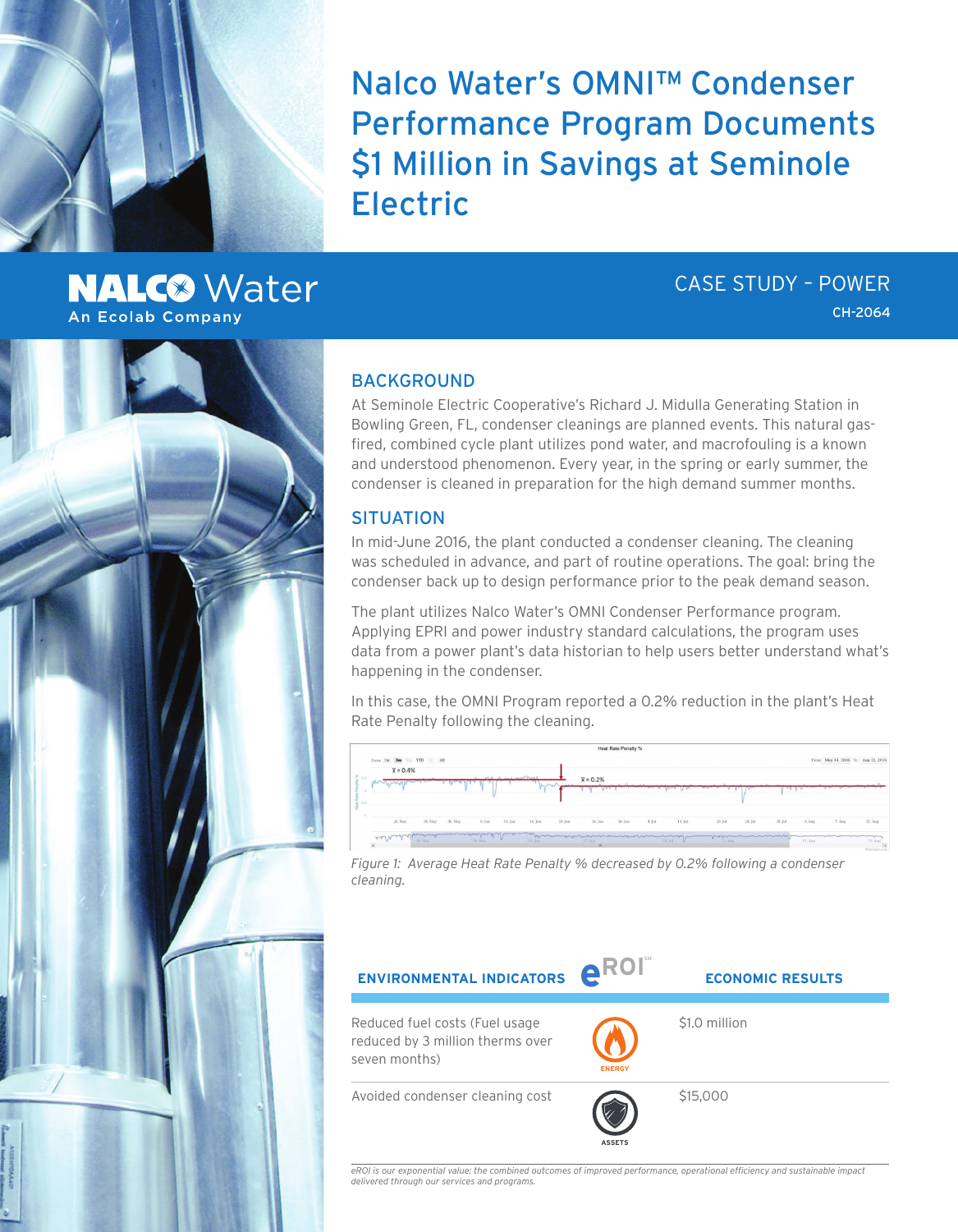# Nalco Water's OMNI™ Condenser Performance Program Documents $1 Million in Savings at Seminole Electric

NALCO Water
An Ecolab Company

CASE STUDY – POWER
CH-2064

## BACKGROUND

At Seminole Electric Cooperative's Richard J. Midulla Generating Station in Bowling Green, FL, condenser cleanings are planned events. This natural gas-fired, combined cycle plant utilizes pond water, and macrofouling is a known and understood phenomenon. Every year, in the spring or early summer, the condenser is cleaned in preparation for the high demand summer months.

## SITUATION

In mid-June 2016, the plant conducted a condenser cleaning. The cleaning was scheduled in advance, and part of routine operations. The goal: bring the condenser back up to design performance prior to the peak demand season.

The plant utilizes Nalco Water's OMNI Condenser Performance program. Applying EPRI and power industry standard calculations, the program uses data from a power plant's data historian to help users better understand what's happening in the condenser.

In this case, the OMNI Program reported a 0.2% reduction in the plant's Heat Rate Penalty following the cleaning.

*Figure 1: Average Heat Rate Penalty % decreased by 0.2% following a condenser cleaning.*

| ENVIRONMENTAL INDICATORS | eROI℠ | ECONOMIC RESULTS |
|---|---|---|
| Reduced fuel costs (Fuel usage reduced by 3 million therms over seven months) | ENERGY | $1.0 million |
| Avoided condenser cleaning cost | ASSETS | $15,000 |

*eROI is our exponential value: the combined outcomes of improved performance, operational efficiency and sustainable impact delivered through our services and programs.*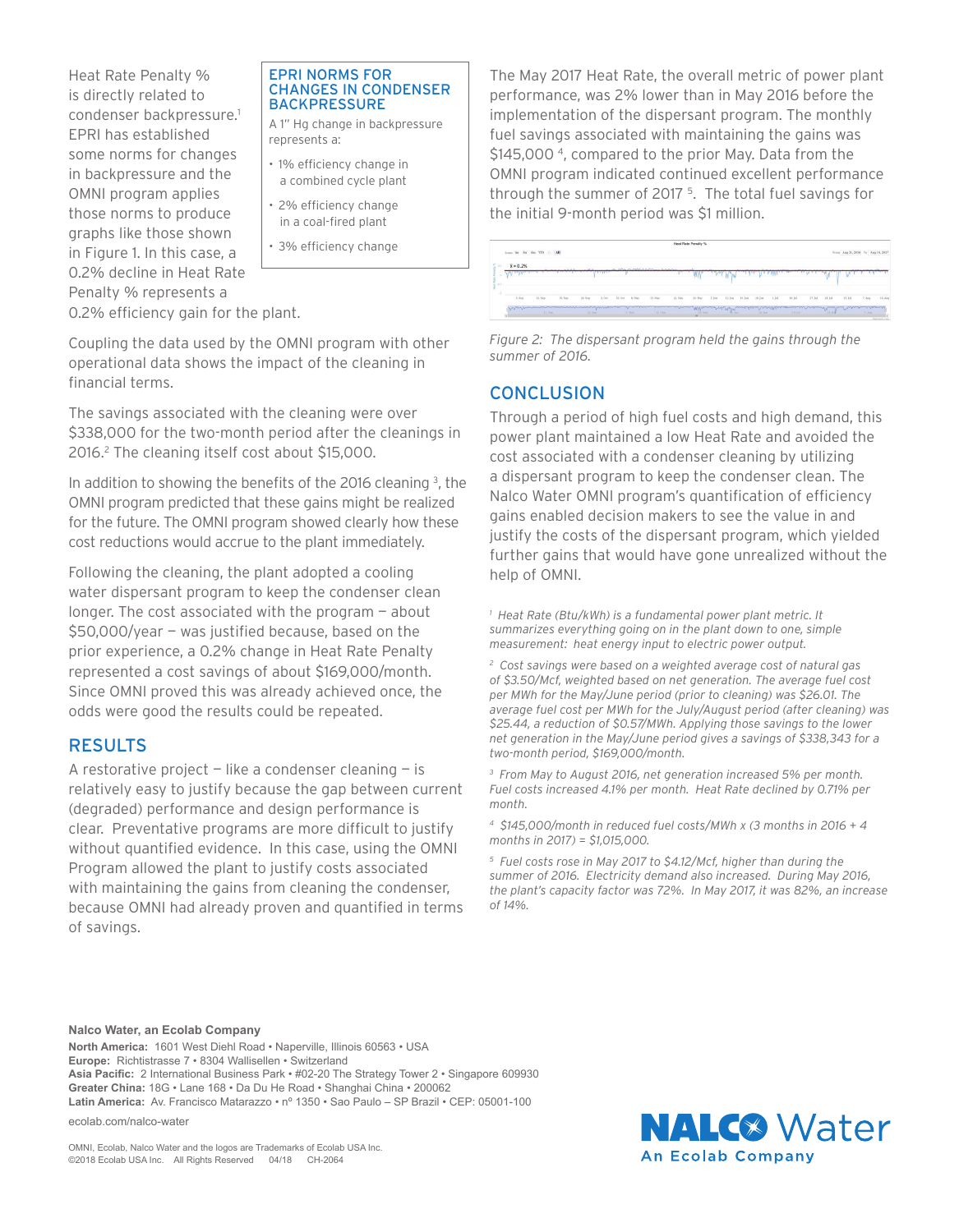Heat Rate Penalty % is directly related to condenser backpressure.[1] EPRI has established some norms for changes in backpressure and the OMNI program applies those norms to produce graphs like those shown in Figure 1. In this case, a 0.2% decline in Heat Rate Penalty % represents a 0.2% efficiency gain for the plant.

### EPRI NORMS FOR CHANGES IN CONDENSER BACKPRESSURE

A 1" Hg change in backpressure represents a:

- 1% efficiency change in a combined cycle plant
- 2% efficiency change in a coal-fired plant
- 3% efficiency change

Coupling the data used by the OMNI program with other operational data shows the impact of the cleaning in financial terms.

The savings associated with the cleaning were over $338,000 for the two-month period after the cleanings in 2016.[2] The cleaning itself cost about $15,000.

In addition to showing the benefits of the 2016 cleaning [3], the OMNI program predicted that these gains might be realized for the future. The OMNI program showed clearly how these cost reductions would accrue to the plant immediately.

Following the cleaning, the plant adopted a cooling water dispersant program to keep the condenser clean longer. The cost associated with the program — about $50,000/year — was justified because, based on the prior experience, a 0.2% change in Heat Rate Penalty represented a cost savings of about $169,000/month. Since OMNI proved this was already achieved once, the odds were good the results could be repeated.

## RESULTS

A restorative project — like a condenser cleaning — is relatively easy to justify because the gap between current (degraded) performance and design performance is clear. Preventative programs are more difficult to justify without quantified evidence. In this case, using the OMNI Program allowed the plant to justify costs associated with maintaining the gains from cleaning the condenser, because OMNI had already proven and quantified in terms of savings.

The May 2017 Heat Rate, the overall metric of power plant performance, was 2% lower than in May 2016 before the implementation of the dispersant program. The monthly fuel savings associated with maintaining the gains was $145,000 [4], compared to the prior May. Data from the OMNI program indicated continued excellent performance through the summer of 2017 [5]. The total fuel savings for the initial 9-month period was $1 million.

Heat Rate Penalty %

X = 0.2%

*Figure 2: The dispersant program held the gains through the summer of 2016.*

## CONCLUSION

Through a period of high fuel costs and high demand, this power plant maintained a low Heat Rate and avoided the cost associated with a condenser cleaning by utilizing a dispersant program to keep the condenser clean. The Nalco Water OMNI program's quantification of efficiency gains enabled decision makers to see the value in and justify the costs of the dispersant program, which yielded further gains that would have gone unrealized without the help of OMNI.

*[1] Heat Rate (Btu/kWh) is a fundamental power plant metric. It summarizes everything going on in the plant down to one, simple measurement: heat energy input to electric power output.*

*[2] Cost savings were based on a weighted average cost of natural gas of $3.50/Mcf, weighted based on net generation. The average fuel cost per MWh for the May/June period (prior to cleaning) was $26.01. The average fuel cost per MWh for the July/August period (after cleaning) was $25.44, a reduction of $0.57/MWh. Applying those savings to the lower net generation in the May/June period gives a savings of $338,343 for a two-month period, $169,000/month.*

*[3] From May to August 2016, net generation increased 5% per month. Fuel costs increased 4.1% per month. Heat Rate declined by 0.71% per month.*

*[4] $145,000/month in reduced fuel costs/MWh x (3 months in 2016 + 4 months in 2017) = $1,015,000.*

*[5] Fuel costs rose in May 2017 to $4.12/Mcf, higher than during the summer of 2016. Electricity demand also increased. During May 2016, the plant's capacity factor was 72%. In May 2017, it was 82%, an increase of 14%.*

**Nalco Water, an Ecolab Company**

**North America:** 1601 West Diehl Road • Naperville, Illinois 60563 • USA
**Europe:** Richtistrasse 7 • 8304 Wallisellen • Switzerland
**Asia Pacific:** 2 International Business Park • #02-20 The Strategy Tower 2 • Singapore 609930
**Greater China:** 18G • Lane 168 • Da Du He Road • Shanghai China • 200062
**Latin America:** Av. Francisco Matarazzo • nº 1350 • Sao Paulo – SP Brazil • CEP: 05001-100

ecolab.com/nalco-water

OMNI, Ecolab, Nalco Water and the logos are Trademarks of Ecolab USA Inc.
©2018 Ecolab USA Inc. All Rights Reserved 04/18 CH-2064

NALCO Water
An Ecolab Company